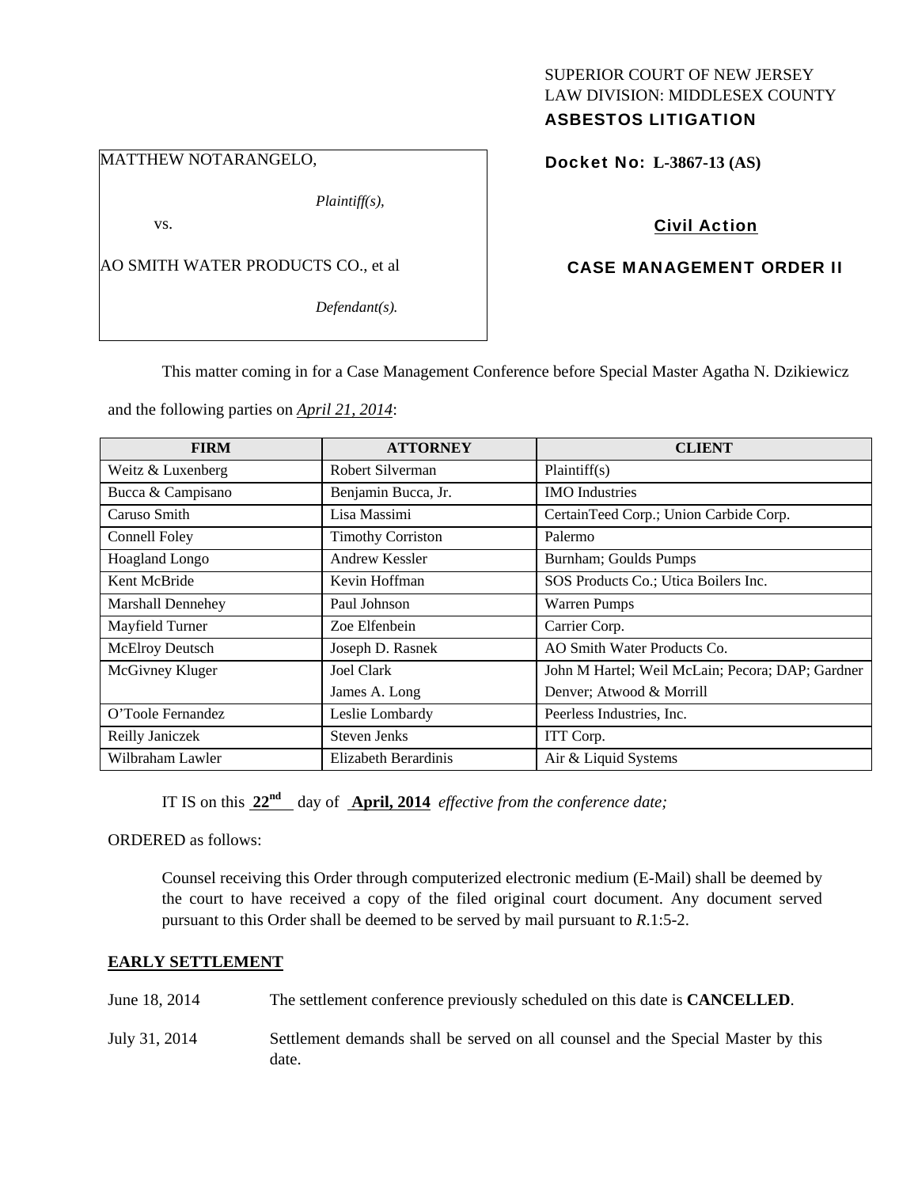SUPERIOR COURT OF NEW JERSEY
LAW DIVISION: MIDDLESEX COUNTY
**ASBESTOS LITIGATION**

MATTHEW NOTARANGELO,

*Plaintiff(s),*

vs.

AO SMITH WATER PRODUCTS CO., et al

*Defendant(s).*

**Docket No: L-3867-13 (AS)**

**Civil Action**

**CASE MANAGEMENT ORDER II**

This matter coming in for a Case Management Conference before Special Master Agatha N. Dzikiewicz and the following parties on *April 21, 2014*:

| FIRM | ATTORNEY | CLIENT |
|---|---|---|
| Weitz & Luxenberg | Robert Silverman | Plaintiff(s) |
| Bucca & Campisano | Benjamin Bucca, Jr. | IMO Industries |
| Caruso Smith | Lisa Massimi | CertainTeed Corp.; Union Carbide Corp. |
| Connell Foley | Timothy Corriston | Palermo |
| Hoagland Longo | Andrew Kessler | Burnham; Goulds Pumps |
| Kent McBride | Kevin Hoffman | SOS Products Co.; Utica Boilers Inc. |
| Marshall Dennehey | Paul Johnson | Warren Pumps |
| Mayfield Turner | Zoe Elfenbein | Carrier Corp. |
| McElroy Deutsch | Joseph D. Rasnek | AO Smith Water Products Co. |
| McGivney Kluger | Joel Clark<br>James A. Long | John M Hartel; Weil McLain; Pecora; DAP; Gardner Denver; Atwood & Morrill |
| O'Toole Fernandez | Leslie Lombardy | Peerless Industries, Inc. |
| Reilly Janiczek | Steven Jenks | ITT Corp. |
| Wilbraham Lawler | Elizabeth Berardinis | Air & Liquid Systems |

IT IS on this **22nd** day of **April, 2014** *effective from the conference date;*

ORDERED as follows:

Counsel receiving this Order through computerized electronic medium (E-Mail) shall be deemed by the court to have received a copy of the filed original court document. Any document served pursuant to this Order shall be deemed to be served by mail pursuant to *R*.1:5-2.

**EARLY SETTLEMENT**

June 18, 2014 The settlement conference previously scheduled on this date is **CANCELLED**.

July 31, 2014 Settlement demands shall be served on all counsel and the Special Master by this date.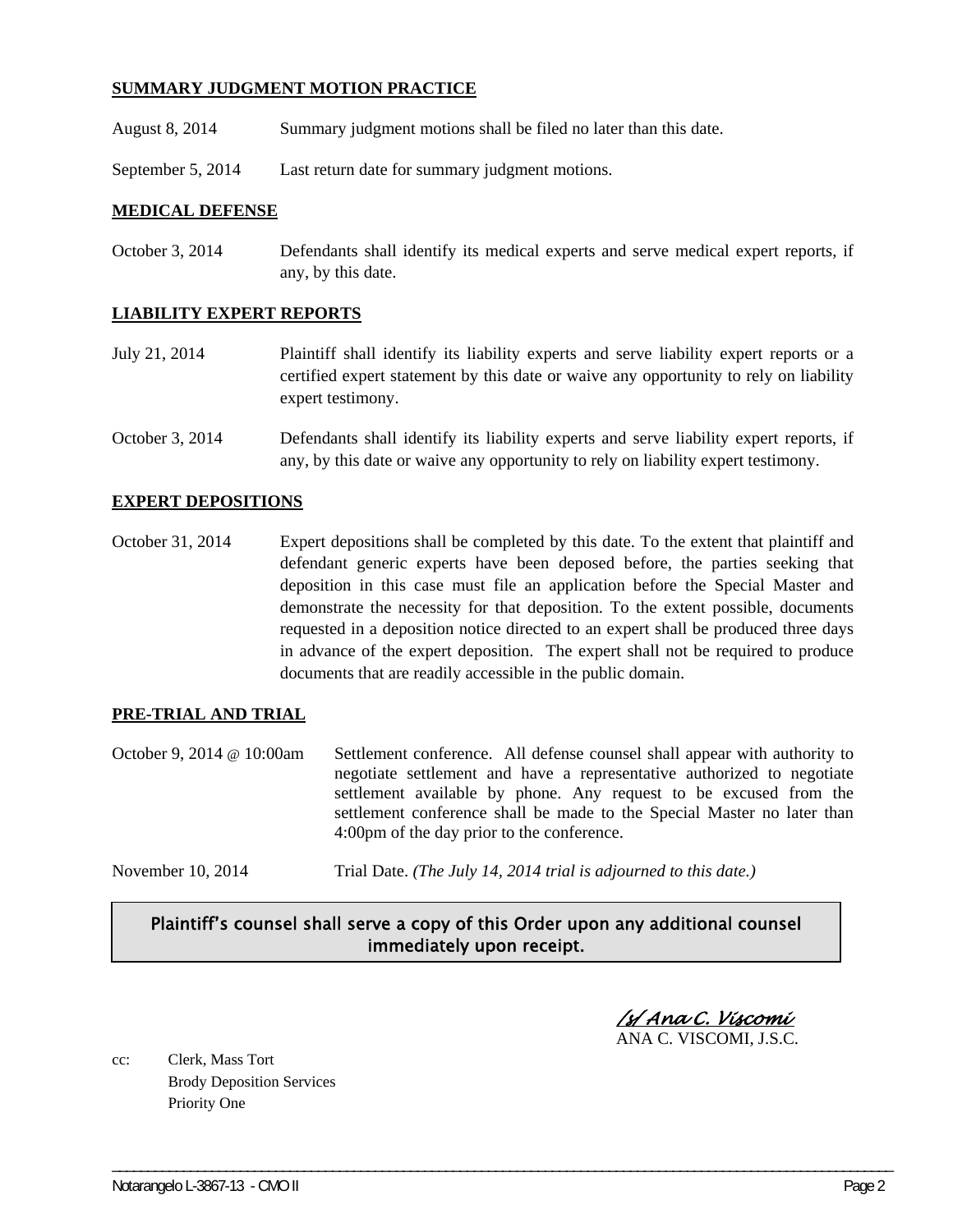**SUMMARY JUDGMENT MOTION PRACTICE**

| | |
|---|---|
| August 8, 2014 | Summary judgment motions shall be filed no later than this date. |
| September 5, 2014 | Last return date for summary judgment motions. |

**MEDICAL DEFENSE**

| | |
|---|---|
| October 3, 2014 | Defendants shall identify its medical experts and serve medical expert reports, if any, by this date. |

**LIABILITY EXPERT REPORTS**

| | |
|---|---|
| July 21, 2014 | Plaintiff shall identify its liability experts and serve liability expert reports or a certified expert statement by this date or waive any opportunity to rely on liability expert testimony. |
| October 3, 2014 | Defendants shall identify its liability experts and serve liability expert reports, if any, by this date or waive any opportunity to rely on liability expert testimony. |

**EXPERT DEPOSITIONS**

| | |
|---|---|
| October 31, 2014 | Expert depositions shall be completed by this date. To the extent that plaintiff and defendant generic experts have been deposed before, the parties seeking that deposition in this case must file an application before the Special Master and demonstrate the necessity for that deposition. To the extent possible, documents requested in a deposition notice directed to an expert shall be produced three days in advance of the expert deposition. The expert shall not be required to produce documents that are readily accessible in the public domain. |

**PRE-TRIAL AND TRIAL**

| | |
|---|---|
| October 9, 2014 @ 10:00am | Settlement conference. All defense counsel shall appear with authority to negotiate settlement and have a representative authorized to negotiate settlement available by phone. Any request to be excused from the settlement conference shall be made to the Special Master no later than 4:00pm of the day prior to the conference. |
| November 10, 2014 | Trial Date. *(The July 14, 2014 trial is adjourned to this date.)* |

**Plaintiff's counsel shall serve a copy of this Order upon any additional counsel immediately upon receipt.**

*/s/ Ana C. Viscomi*
ANA C. VISCOMI, J.S.C.

cc: Clerk, Mass Tort
Brody Deposition Services
Priority One